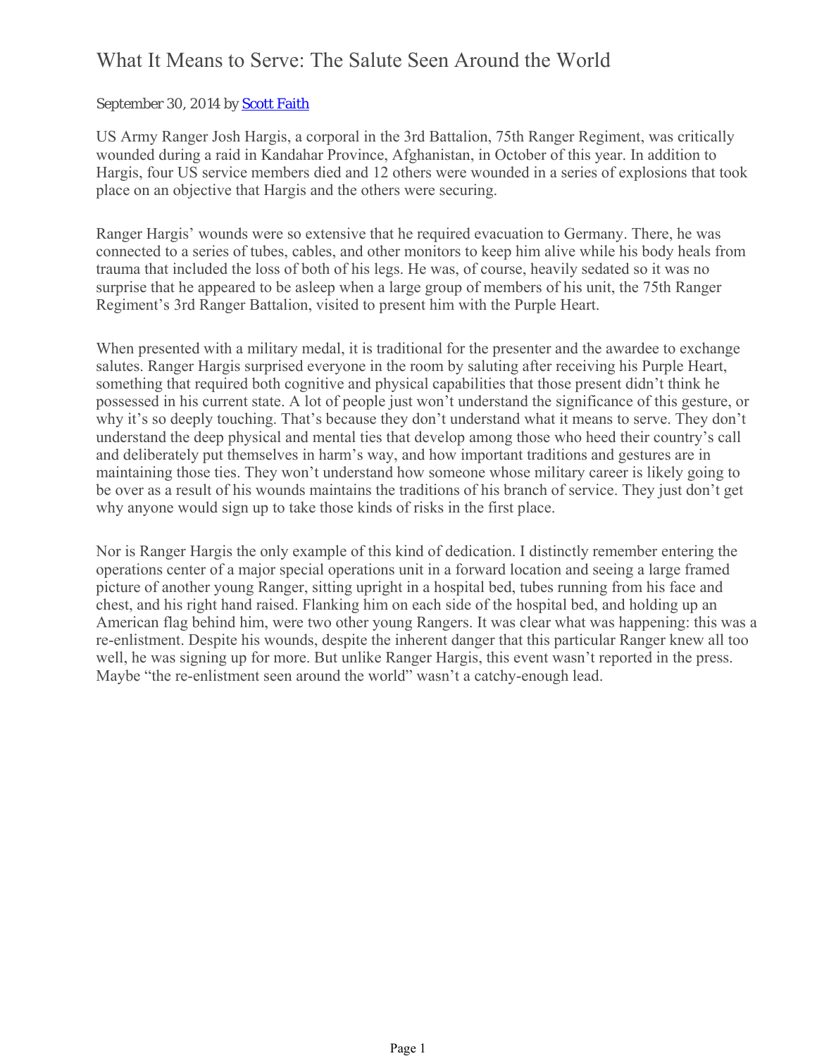# What It Means to Serve: The Salute Seen Around the World

September 30, 2014 by [Scott Faith]

US Army Ranger Josh Hargis, a corporal in the 3rd Battalion, 75th Ranger Regiment, was critically wounded during a raid in Kandahar Province, Afghanistan, in October of this year. In addition to Hargis, four US service members died and 12 others were wounded in a series of explosions that took place on an objective that Hargis and the others were securing.

Ranger Hargis' wounds were so extensive that he required evacuation to Germany. There, he was connected to a series of tubes, cables, and other monitors to keep him alive while his body heals from trauma that included the loss of both of his legs. He was, of course, heavily sedated so it was no surprise that he appeared to be asleep when a large group of members of his unit, the 75th Ranger Regiment's 3rd Ranger Battalion, visited to present him with the Purple Heart.

When presented with a military medal, it is traditional for the presenter and the awardee to exchange salutes. Ranger Hargis surprised everyone in the room by saluting after receiving his Purple Heart, something that required both cognitive and physical capabilities that those present didn't think he possessed in his current state. A lot of people just won't understand the significance of this gesture, or why it's so deeply touching. That's because they don't understand what it means to serve. They don't understand the deep physical and mental ties that develop among those who heed their country's call and deliberately put themselves in harm's way, and how important traditions and gestures are in maintaining those ties. They won't understand how someone whose military career is likely going to be over as a result of his wounds maintains the traditions of his branch of service. They just don't get why anyone would sign up to take those kinds of risks in the first place.

Nor is Ranger Hargis the only example of this kind of dedication. I distinctly remember entering the operations center of a major special operations unit in a forward location and seeing a large framed picture of another young Ranger, sitting upright in a hospital bed, tubes running from his face and chest, and his right hand raised. Flanking him on each side of the hospital bed, and holding up an American flag behind him, were two other young Rangers. It was clear what was happening: this was a re-enlistment. Despite his wounds, despite the inherent danger that this particular Ranger knew all too well, he was signing up for more. But unlike Ranger Hargis, this event wasn't reported in the press. Maybe "the re-enlistment seen around the world" wasn't a catchy-enough lead.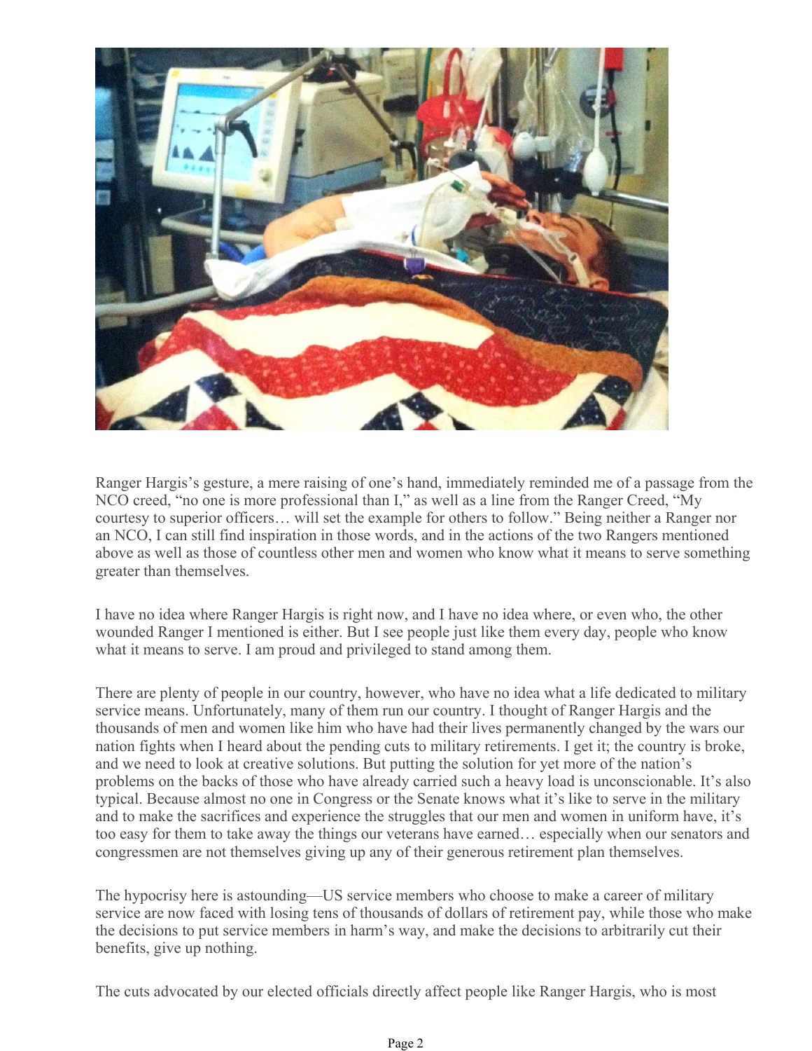Ranger Hargis's gesture, a mere raising of one's hand, immediately reminded me of a passage from the NCO creed, "no one is more professional than I," as well as a line from the Ranger Creed, "My courtesy to superior officers… will set the example for others to follow." Being neither a Ranger nor an NCO, I can still find inspiration in those words, and in the actions of the two Rangers mentioned above as well as those of countless other men and women who know what it means to serve something greater than themselves.

I have no idea where Ranger Hargis is right now, and I have no idea where, or even who, the other wounded Ranger I mentioned is either. But I see people just like them every day, people who know what it means to serve. I am proud and privileged to stand among them.

There are plenty of people in our country, however, who have no idea what a life dedicated to military service means. Unfortunately, many of them run our country. I thought of Ranger Hargis and the thousands of men and women like him who have had their lives permanently changed by the wars our nation fights when I heard about the pending cuts to military retirements. I get it; the country is broke, and we need to look at creative solutions. But putting the solution for yet more of the nation's problems on the backs of those who have already carried such a heavy load is unconscionable. It's also typical. Because almost no one in Congress or the Senate knows what it's like to serve in the military and to make the sacrifices and experience the struggles that our men and women in uniform have, it's too easy for them to take away the things our veterans have earned… especially when our senators and congressmen are not themselves giving up any of their generous retirement plan themselves.

The hypocrisy here is astounding—US service members who choose to make a career of military service are now faced with losing tens of thousands of dollars of retirement pay, while those who make the decisions to put service members in harm's way, and make the decisions to arbitrarily cut their benefits, give up nothing.

The cuts advocated by our elected officials directly affect people like Ranger Hargis, who is most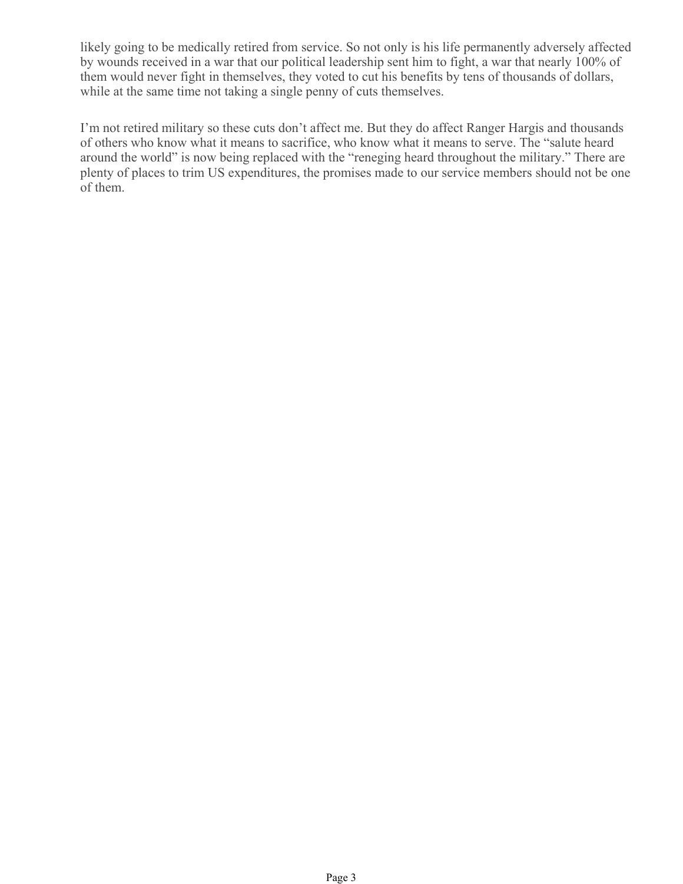likely going to be medically retired from service. So not only is his life permanently adversely affected by wounds received in a war that our political leadership sent him to fight, a war that nearly 100% of them would never fight in themselves, they voted to cut his benefits by tens of thousands of dollars, while at the same time not taking a single penny of cuts themselves.

I'm not retired military so these cuts don't affect me. But they do affect Ranger Hargis and thousands of others who know what it means to sacrifice, who know what it means to serve. The "salute heard around the world" is now being replaced with the "reneging heard throughout the military." There are plenty of places to trim US expenditures, the promises made to our service members should not be one of them.